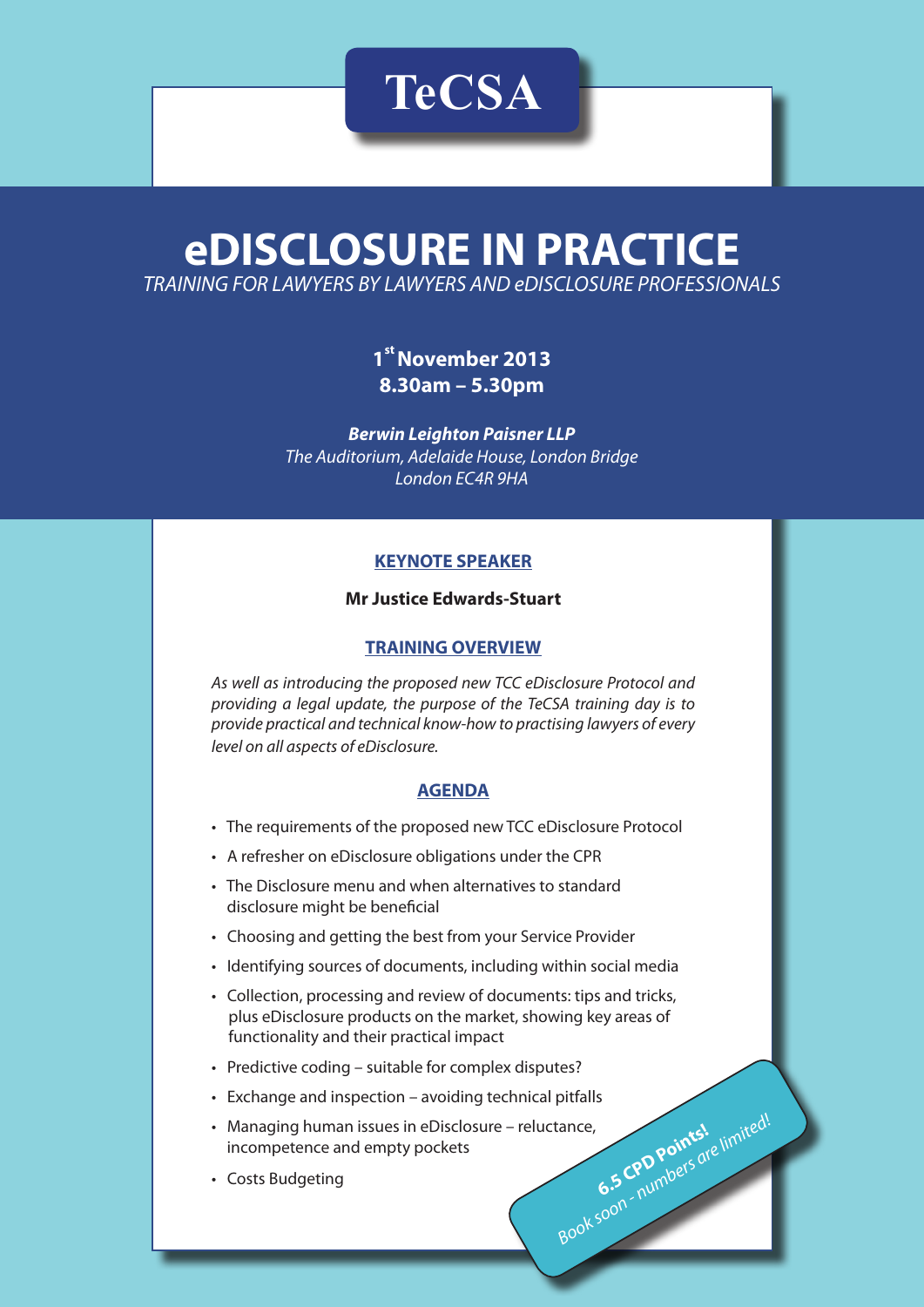# TeCSA

# eDISCLOSURE IN PRACTICE

*TRAINING FOR LAWYERS BY LAWYERS AND eDISCLOSURE PROFESSIONALS*

**1st November 2013**
**8.30am – 5.30pm**

***Berwin Leighton Paisner LLP***
*The Auditorium, Adelaide House, London Bridge*
*London EC4R 9HA*

## KEYNOTE SPEAKER

**Mr Justice Edwards-Stuart**

## TRAINING OVERVIEW

*As well as introducing the proposed new TCC eDisclosure Protocol and providing a legal update, the purpose of the TeCSA training day is to provide practical and technical know-how to practising lawyers of every level on all aspects of eDisclosure.*

## AGENDA

- The requirements of the proposed new TCC eDisclosure Protocol
- A refresher on eDisclosure obligations under the CPR
- The Disclosure menu and when alternatives to standard disclosure might be beneficial
- Choosing and getting the best from your Service Provider
- Identifying sources of documents, including within social media
- Collection, processing and review of documents: tips and tricks, plus eDisclosure products on the market, showing key areas of functionality and their practical impact
- Predictive coding – suitable for complex disputes?
- Exchange and inspection – avoiding technical pitfalls
- Managing human issues in eDisclosure – reluctance, incompetence and empty pockets
- Costs Budgeting

**6.5 CPD Points!**
*Book soon - numbers are limited!*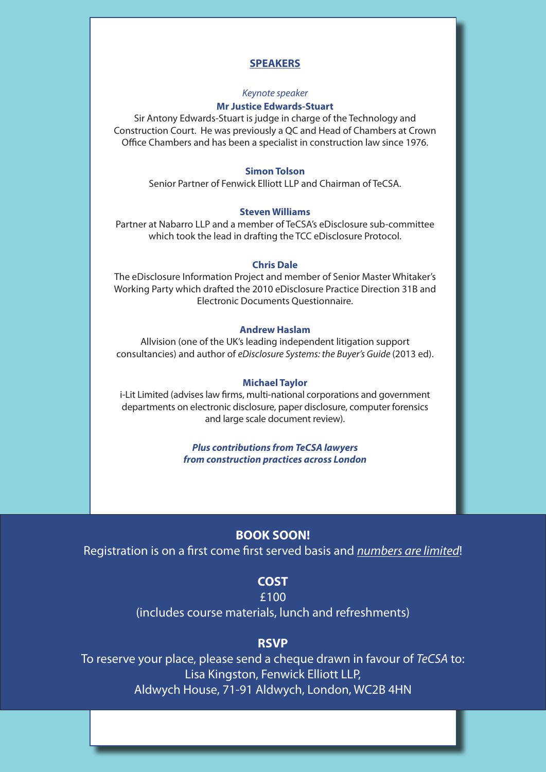## SPEAKERS

*Keynote speaker*

**Mr Justice Edwards-Stuart**

Sir Antony Edwards-Stuart is judge in charge of the Technology and Construction Court. He was previously a QC and Head of Chambers at Crown Office Chambers and has been a specialist in construction law since 1976.

**Simon Tolson**

Senior Partner of Fenwick Elliott LLP and Chairman of TeCSA.

**Steven Williams**

Partner at Nabarro LLP and a member of TeCSA's eDisclosure sub-committee which took the lead in drafting the TCC eDisclosure Protocol.

**Chris Dale**

The eDisclosure Information Project and member of Senior Master Whitaker's Working Party which drafted the 2010 eDisclosure Practice Direction 31B and Electronic Documents Questionnaire.

**Andrew Haslam**

Allvision (one of the UK's leading independent litigation support consultancies) and author of *eDisclosure Systems: the Buyer's Guide* (2013 ed).

**Michael Taylor**

i-Lit Limited (advises law firms, multi-national corporations and government departments on electronic disclosure, paper disclosure, computer forensics and large scale document review).

***Plus contributions from TeCSA lawyers from construction practices across London***

**BOOK SOON!**

Registration is on a first come first served basis and *numbers are limited*!

**COST**

£100

(includes course materials, lunch and refreshments)

**RSVP**

To reserve your place, please send a cheque drawn in favour of *TeCSA* to:
Lisa Kingston, Fenwick Elliott LLP,
Aldwych House, 71-91 Aldwych, London, WC2B 4HN